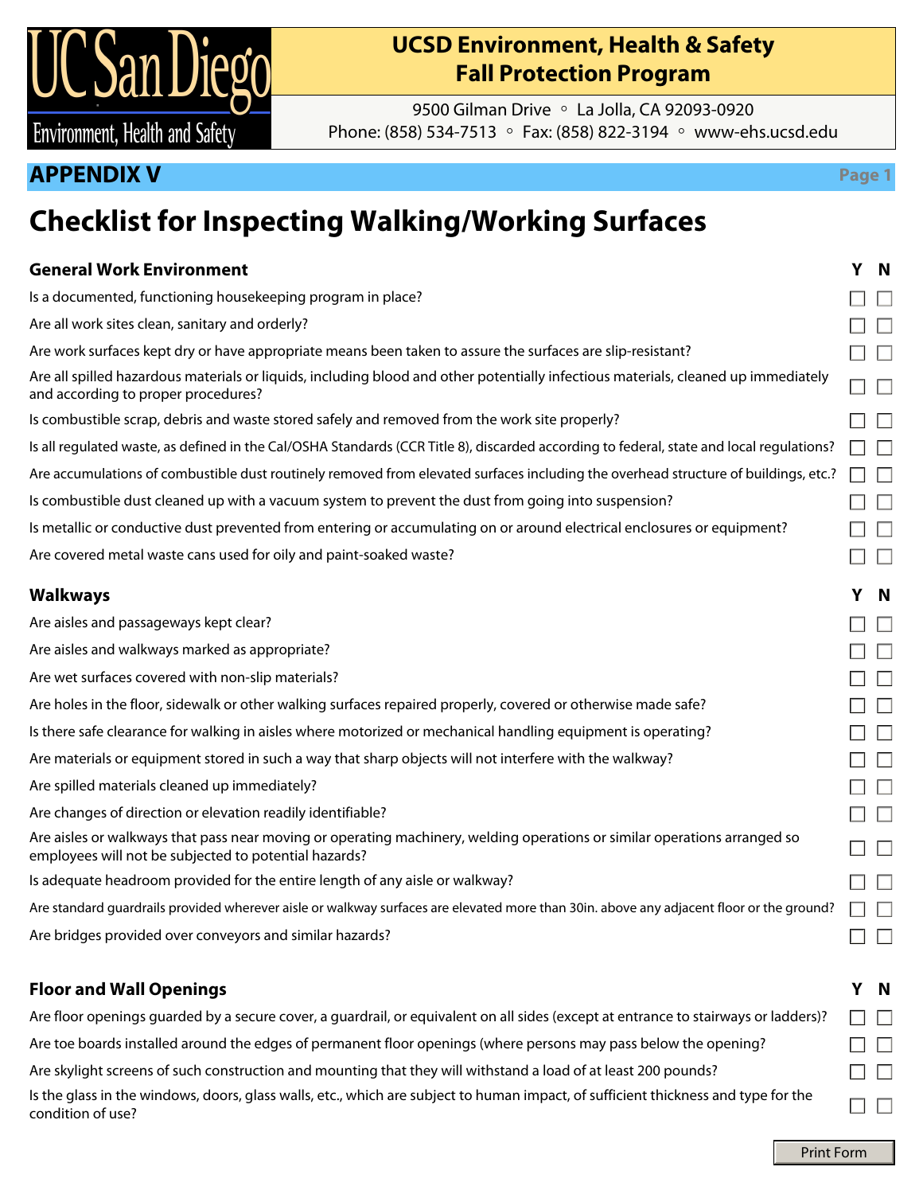# UCSD Environment, Health & Safety
# Fall Protection Program

9500 Gilman Drive ◦ La Jolla, CA 92093-0920
Phone: (858) 534-7513 ◦ Fax: (858) 822-3194 ◦ www-ehs.ucsd.edu

## APPENDIX V

# Checklist for Inspecting Walking/Working Surfaces

| General Work Environment | Y | N |
|---|---|---|
| Is a documented, functioning housekeeping program in place? | ☐ | ☐ |
| Are all work sites clean, sanitary and orderly? | ☐ | ☐ |
| Are work surfaces kept dry or have appropriate means been taken to assure the surfaces are slip-resistant? | ☐ | ☐ |
| Are all spilled hazardous materials or liquids, including blood and other potentially infectious materials, cleaned up immediately and according to proper procedures? | ☐ | ☐ |
| Is combustible scrap, debris and waste stored safely and removed from the work site properly? | ☐ | ☐ |
| Is all regulated waste, as defined in the Cal/OSHA Standards (CCR Title 8), discarded according to federal, state and local regulations? | ☐ | ☐ |
| Are accumulations of combustible dust routinely removed from elevated surfaces including the overhead structure of buildings, etc.? | ☐ | ☐ |
| Is combustible dust cleaned up with a vacuum system to prevent the dust from going into suspension? | ☐ | ☐ |
| Is metallic or conductive dust prevented from entering or accumulating on or around electrical enclosures or equipment? | ☐ | ☐ |
| Are covered metal waste cans used for oily and paint-soaked waste? | ☐ | ☐ |

| Walkways | Y | N |
|---|---|---|
| Are aisles and passageways kept clear? | ☐ | ☐ |
| Are aisles and walkways marked as appropriate? | ☐ | ☐ |
| Are wet surfaces covered with non-slip materials? | ☐ | ☐ |
| Are holes in the floor, sidewalk or other walking surfaces repaired properly, covered or otherwise made safe? | ☐ | ☐ |
| Is there safe clearance for walking in aisles where motorized or mechanical handling equipment is operating? | ☐ | ☐ |
| Are materials or equipment stored in such a way that sharp objects will not interfere with the walkway? | ☐ | ☐ |
| Are spilled materials cleaned up immediately? | ☐ | ☐ |
| Are changes of direction or elevation readily identifiable? | ☐ | ☐ |
| Are aisles or walkways that pass near moving or operating machinery, welding operations or similar operations arranged so employees will not be subjected to potential hazards? | ☐ | ☐ |
| Is adequate headroom provided for the entire length of any aisle or walkway? | ☐ | ☐ |
| Are standard guardrails provided wherever aisle or walkway surfaces are elevated more than 30in. above any adjacent floor or the ground? | ☐ | ☐ |
| Are bridges provided over conveyors and similar hazards? | ☐ | ☐ |

| Floor and Wall Openings | Y | N |
|---|---|---|
| Are floor openings guarded by a secure cover, a guardrail, or equivalent on all sides (except at entrance to stairways or ladders)? | ☐ | ☐ |
| Are toe boards installed around the edges of permanent floor openings (where persons may pass below the opening? | ☐ | ☐ |
| Are skylight screens of such construction and mounting that they will withstand a load of at least 200 pounds? | ☐ | ☐ |
| Is the glass in the windows, doors, glass walls, etc., which are subject to human impact, of sufficient thickness and type for the condition of use? | ☐ | ☐ |

Print Form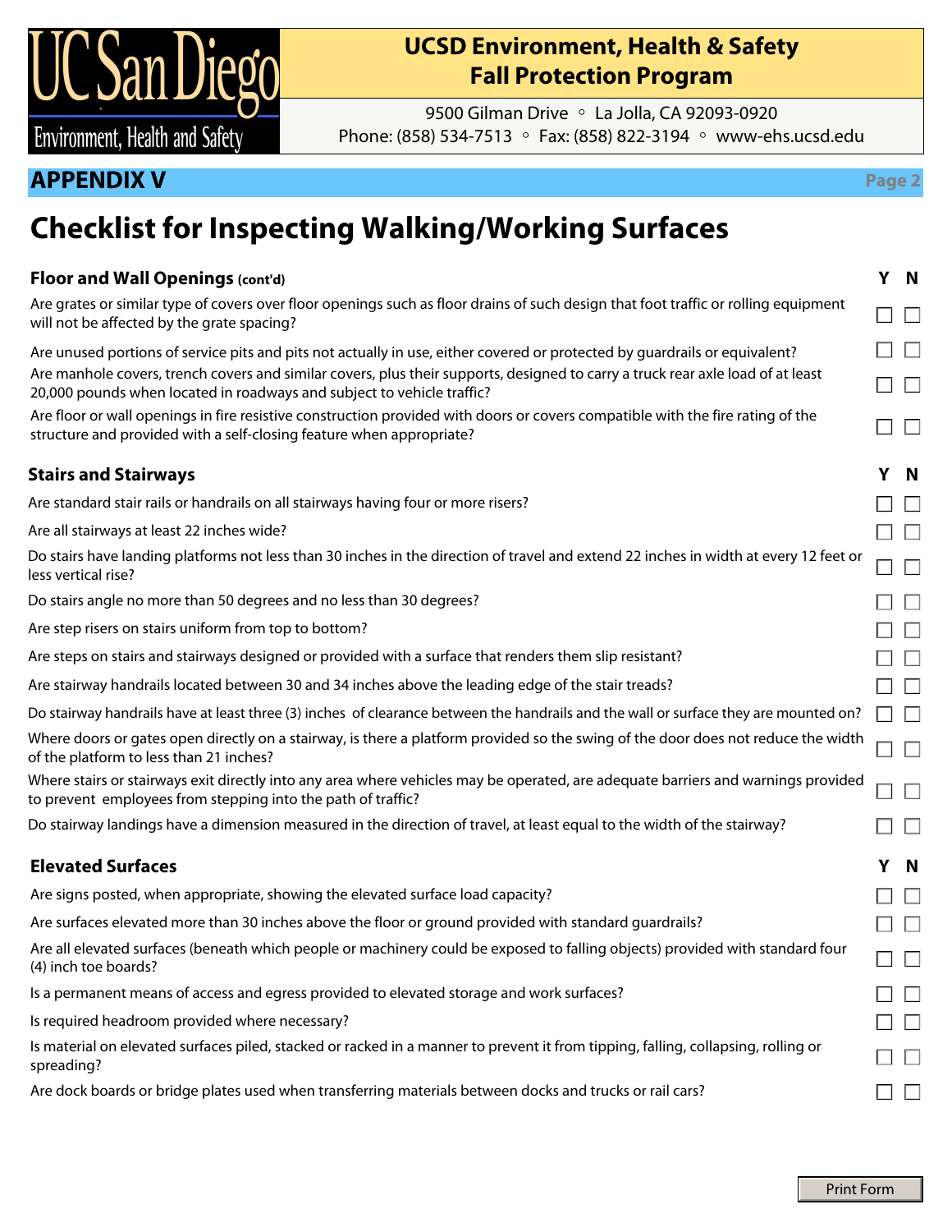UC San Diego
Environment, Health and Safety

# UCSD Environment, Health & Safety Fall Protection Program

9500 Gilman Drive ◦ La Jolla, CA 92093-0920
Phone: (858) 534-7513 ◦ Fax: (858) 822-3194 ◦ www-ehs.ucsd.edu

## APPENDIX V

# Checklist for Inspecting Walking/Working Surfaces

| Floor and Wall Openings (cont'd) | Y | N |
|---|---|---|
| Are grates or similar type of covers over floor openings such as floor drains of such design that foot traffic or rolling equipment will not be affected by the grate spacing? | ☐ | ☐ |
| Are unused portions of service pits and pits not actually in use, either covered or protected by guardrails or equivalent? | ☐ | ☐ |
| Are manhole covers, trench covers and similar covers, plus their supports, designed to carry a truck rear axle load of at least 20,000 pounds when located in roadways and subject to vehicle traffic? | ☐ | ☐ |
| Are floor or wall openings in fire resistive construction provided with doors or covers compatible with the fire rating of the structure and provided with a self-closing feature when appropriate? | ☐ | ☐ |

| Stairs and Stairways | Y | N |
|---|---|---|
| Are standard stair rails or handrails on all stairways having four or more risers? | ☐ | ☐ |
| Are all stairways at least 22 inches wide? | ☐ | ☐ |
| Do stairs have landing platforms not less than 30 inches in the direction of travel and extend 22 inches in width at every 12 feet or less vertical rise? | ☐ | ☐ |
| Do stairs angle no more than 50 degrees and no less than 30 degrees? | ☐ | ☐ |
| Are step risers on stairs uniform from top to bottom? | ☐ | ☐ |
| Are steps on stairs and stairways designed or provided with a surface that renders them slip resistant? | ☐ | ☐ |
| Are stairway handrails located between 30 and 34 inches above the leading edge of the stair treads? | ☐ | ☐ |
| Do stairway handrails have at least three (3) inches of clearance between the handrails and the wall or surface they are mounted on? | ☐ | ☐ |
| Where doors or gates open directly on a stairway, is there a platform provided so the swing of the door does not reduce the width of the platform to less than 21 inches? | ☐ | ☐ |
| Where stairs or stairways exit directly into any area where vehicles may be operated, are adequate barriers and warnings provided to prevent employees from stepping into the path of traffic? | ☐ | ☐ |
| Do stairway landings have a dimension measured in the direction of travel, at least equal to the width of the stairway? | ☐ | ☐ |

| Elevated Surfaces | Y | N |
|---|---|---|
| Are signs posted, when appropriate, showing the elevated surface load capacity? | ☐ | ☐ |
| Are surfaces elevated more than 30 inches above the floor or ground provided with standard guardrails? | ☐ | ☐ |
| Are all elevated surfaces (beneath which people or machinery could be exposed to falling objects) provided with standard four (4) inch toe boards? | ☐ | ☐ |
| Is a permanent means of access and egress provided to elevated storage and work surfaces? | ☐ | ☐ |
| Is required headroom provided where necessary? | ☐ | ☐ |
| Is material on elevated surfaces piled, stacked or racked in a manner to prevent it from tipping, falling, collapsing, rolling or spreading? | ☐ | ☐ |
| Are dock boards or bridge plates used when transferring materials between docks and trucks or rail cars? | ☐ | ☐ |

Print Form